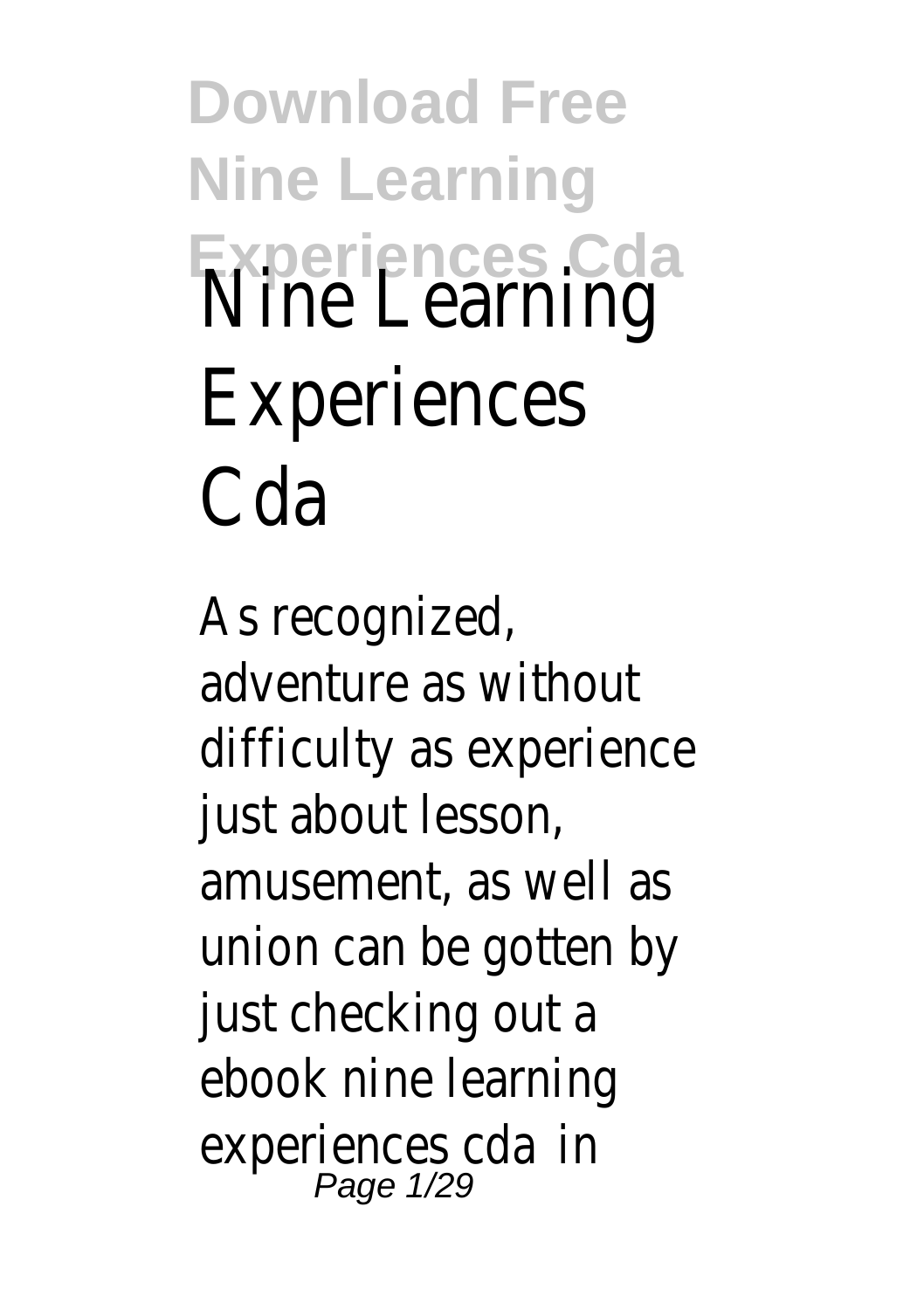# Nine Learning Experiences Cda

As recognized, adventure as without difficulty as experience just about lesson, amusement, as well as union can be gotten by just checking out a ebook nine learning experiences cda in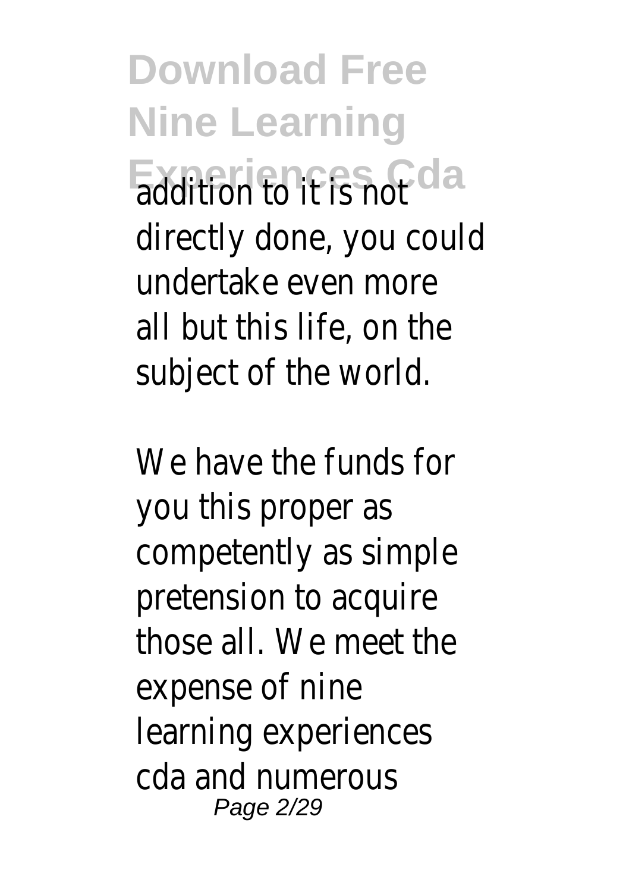addition to it is not directly done, you could undertake even more all but this life, on the subject of the world.

We have the funds for you this proper as competently as simple pretension to acquire those all. We meet the expense of nine learning experiences cda and numerous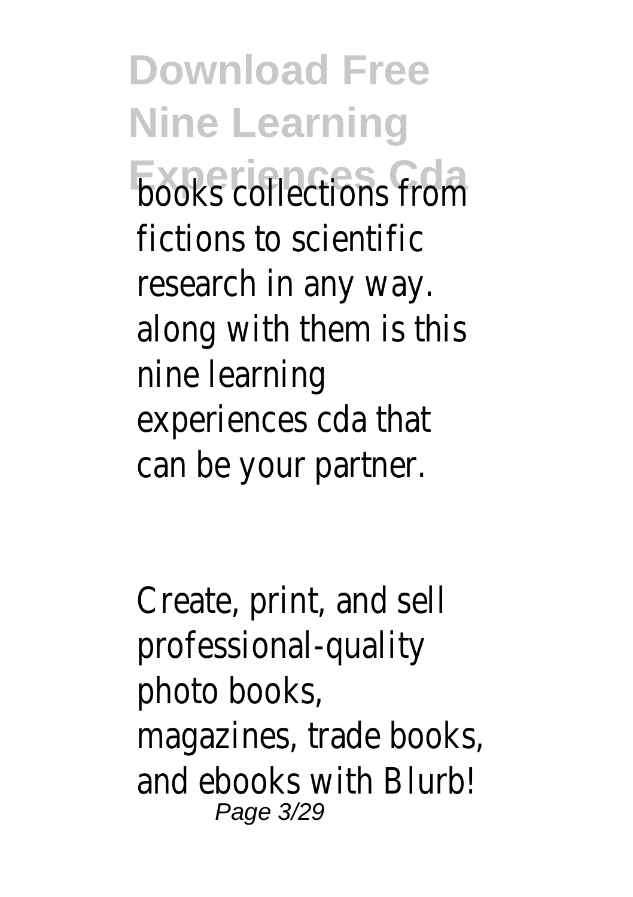books collections from fictions to scientific research in any way. along with them is this nine learning experiences cda that can be your partner.

Create, print, and sell professional-quality photo books, magazines, trade books, and ebooks with Blurb!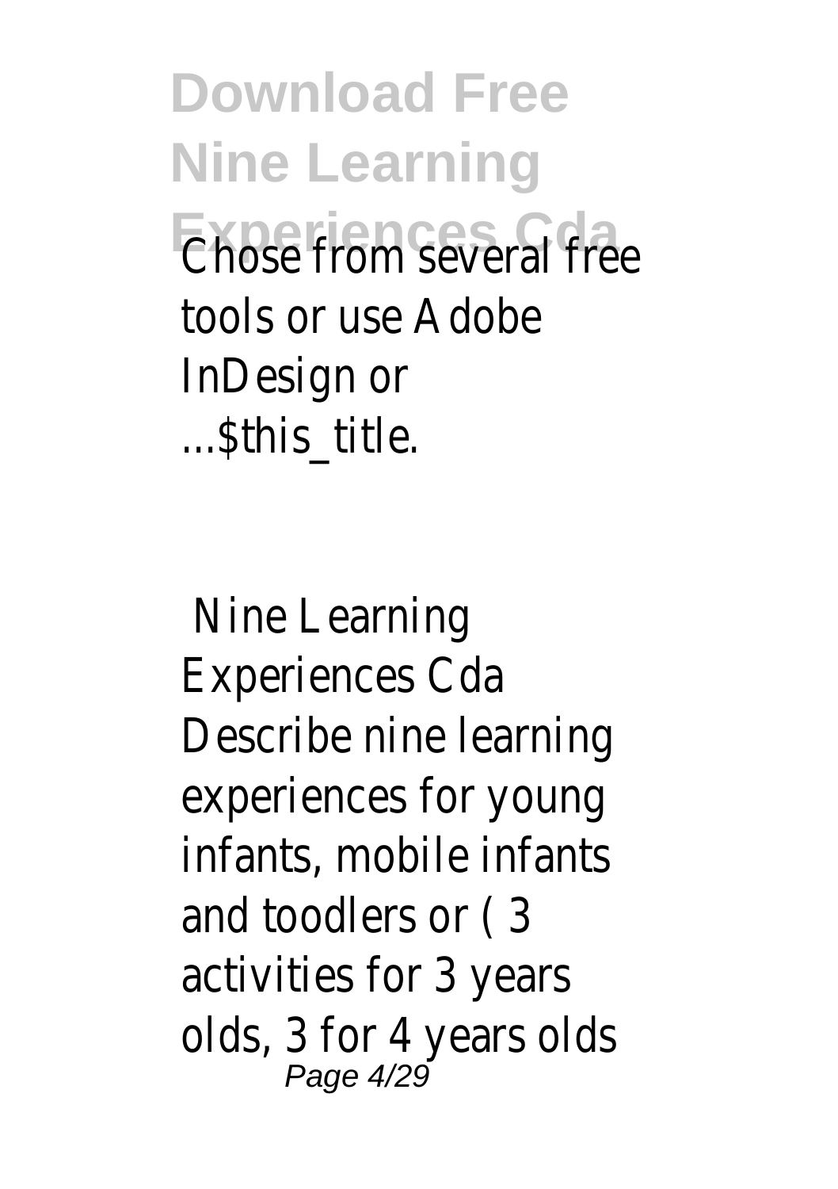Chose from several free tools or use Adobe InDesign or ...$this_title.

Nine Learning Experiences Cda

Describe nine learning experiences for young infants, mobile infants and toodlers or ( 3 activities for 3 years olds, 3 for 4 years olds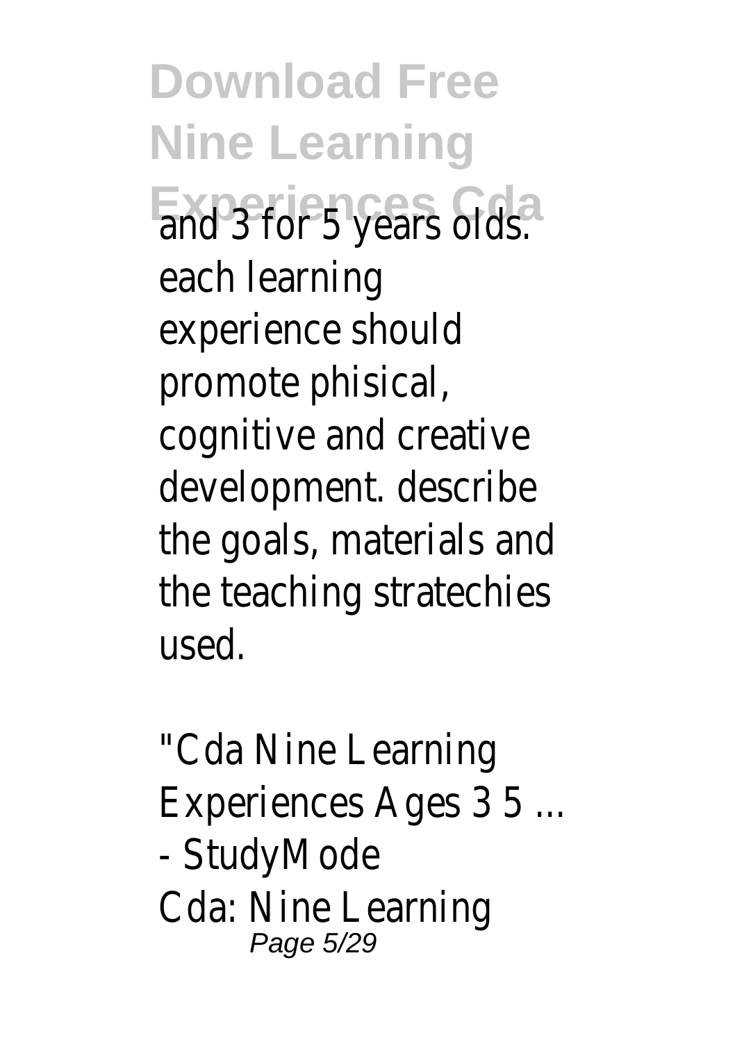and 3 for 5 years olds. each learning experience should promote phisical, cognitive and creative development. describe the goals, materials and the teaching stratechies used.

"Cda Nine Learning Experiences Ages 3 5 ... - StudyMode

Cda: Nine Learning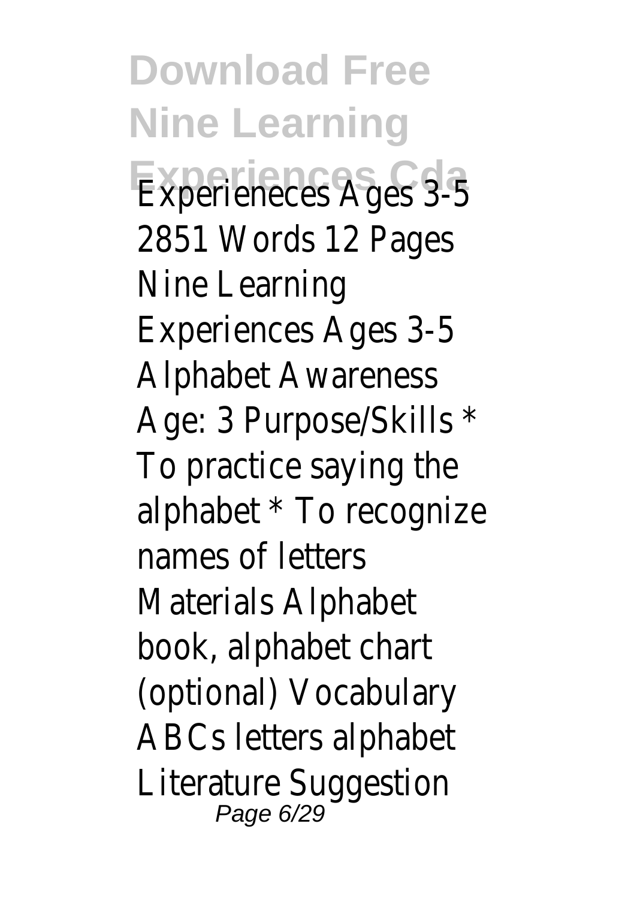Experieneces Ages 3-5 2851 Words 12 Pages Nine Learning Experiences Ages 3-5 Alphabet Awareness Age: 3 Purpose/Skills * To practice saying the alphabet * To recognize names of letters Materials Alphabet book, alphabet chart (optional) Vocabulary ABCs letters alphabet Literature Suggestion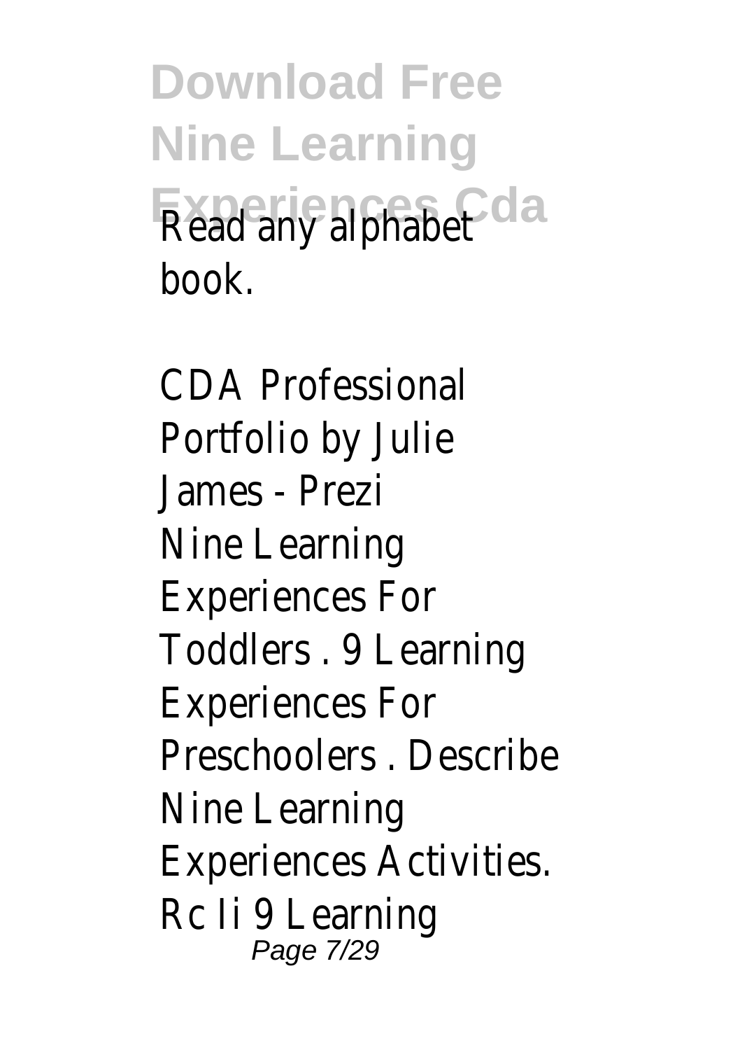Read any alphabet book.

CDA Professional Portfolio by Julie James - Prezi

Nine Learning Experiences For Toddlers . 9 Learning Experiences For Preschoolers . Describe Nine Learning Experiences Activities. Rc Ii 9 Learning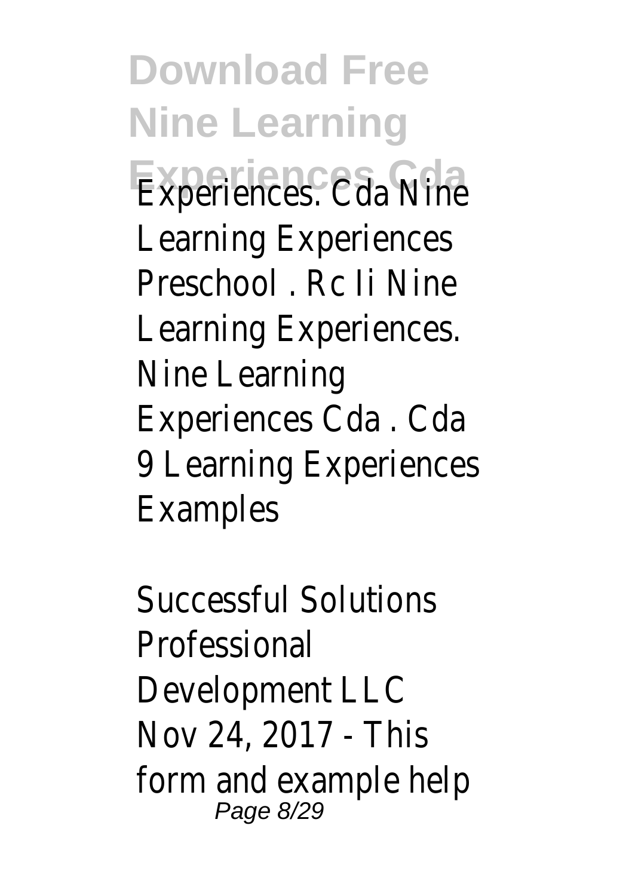Experiences. Cda Nine Learning Experiences Preschool . Rc Ii Nine Learning Experiences. Nine Learning Experiences Cda . Cda 9 Learning Experiences Examples

Successful Solutions Professional Development LLC
Nov 24, 2017 - This form and example help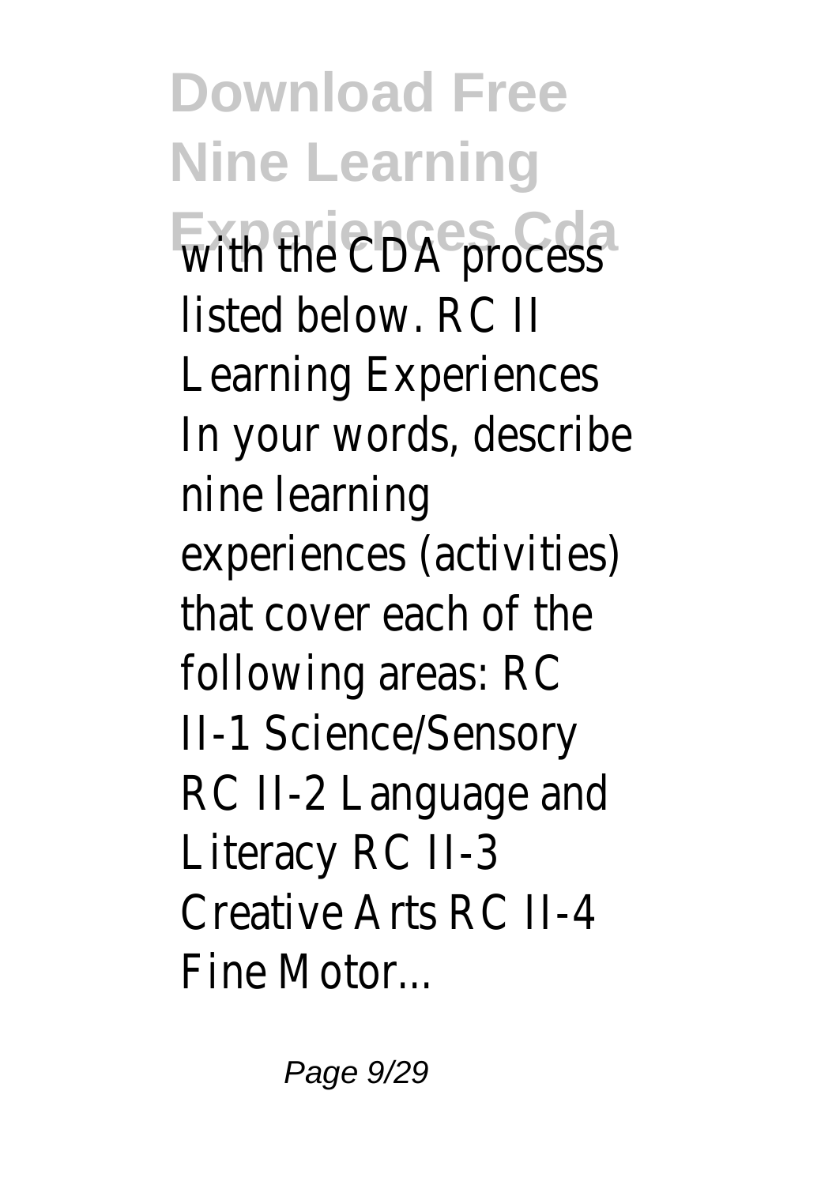with the CDA process listed below. RC II Learning Experiences In your words, describe nine learning experiences (activities) that cover each of the following areas: RC II-1 Science/Sensory RC II-2 Language and Literacy RC II-3 Creative Arts RC II-4 Fine Motor...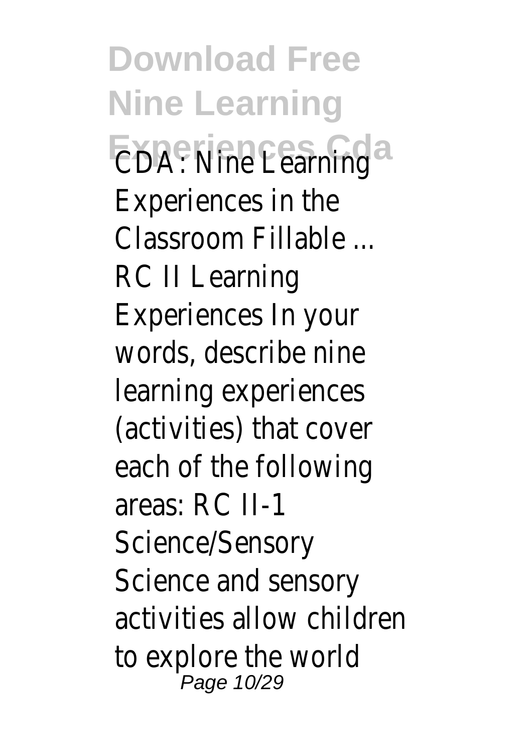CDA: Nine Learning Experiences in the Classroom Fillable ...
RC II Learning Experiences In your words, describe nine learning experiences (activities) that cover each of the following areas: RC II-1 Science/Sensory Science and sensory activities allow children to explore the world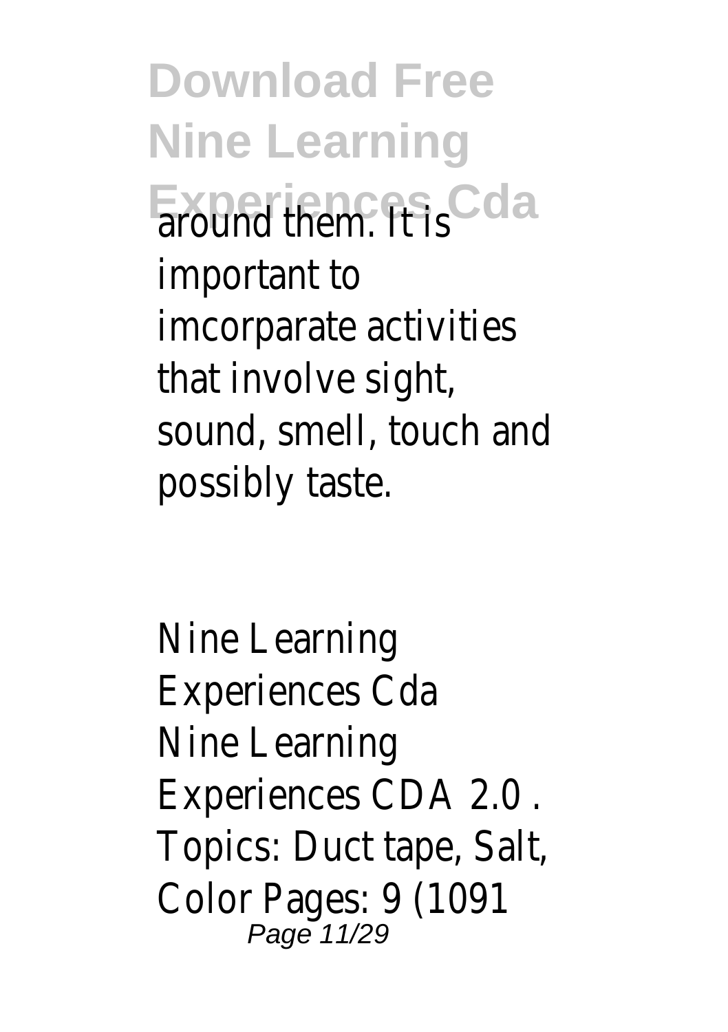around them. It is important to imcorparate activities that involve sight, sound, smell, touch and possibly taste.

Nine Learning Experiences Cda

Nine Learning Experiences CDA 2.0 . Topics: Duct tape, Salt, Color Pages: 9 (1091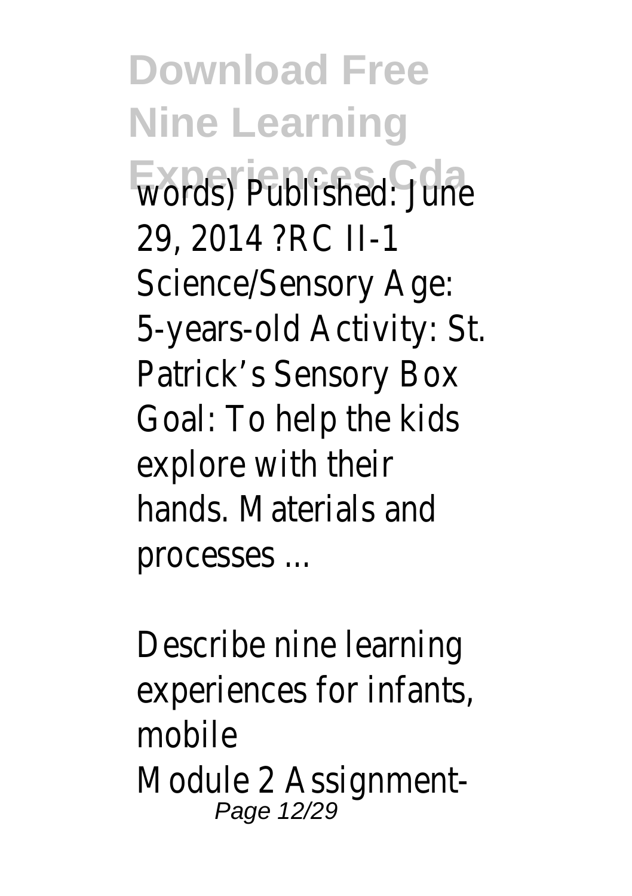words) Published: June 29, 2014 ?RC II-1 Science/Sensory Age: 5-years-old Activity: St. Patrick's Sensory Box Goal: To help the kids explore with their hands. Materials and processes ...

Describe nine learning experiences for infants, mobile

Module 2 Assignment-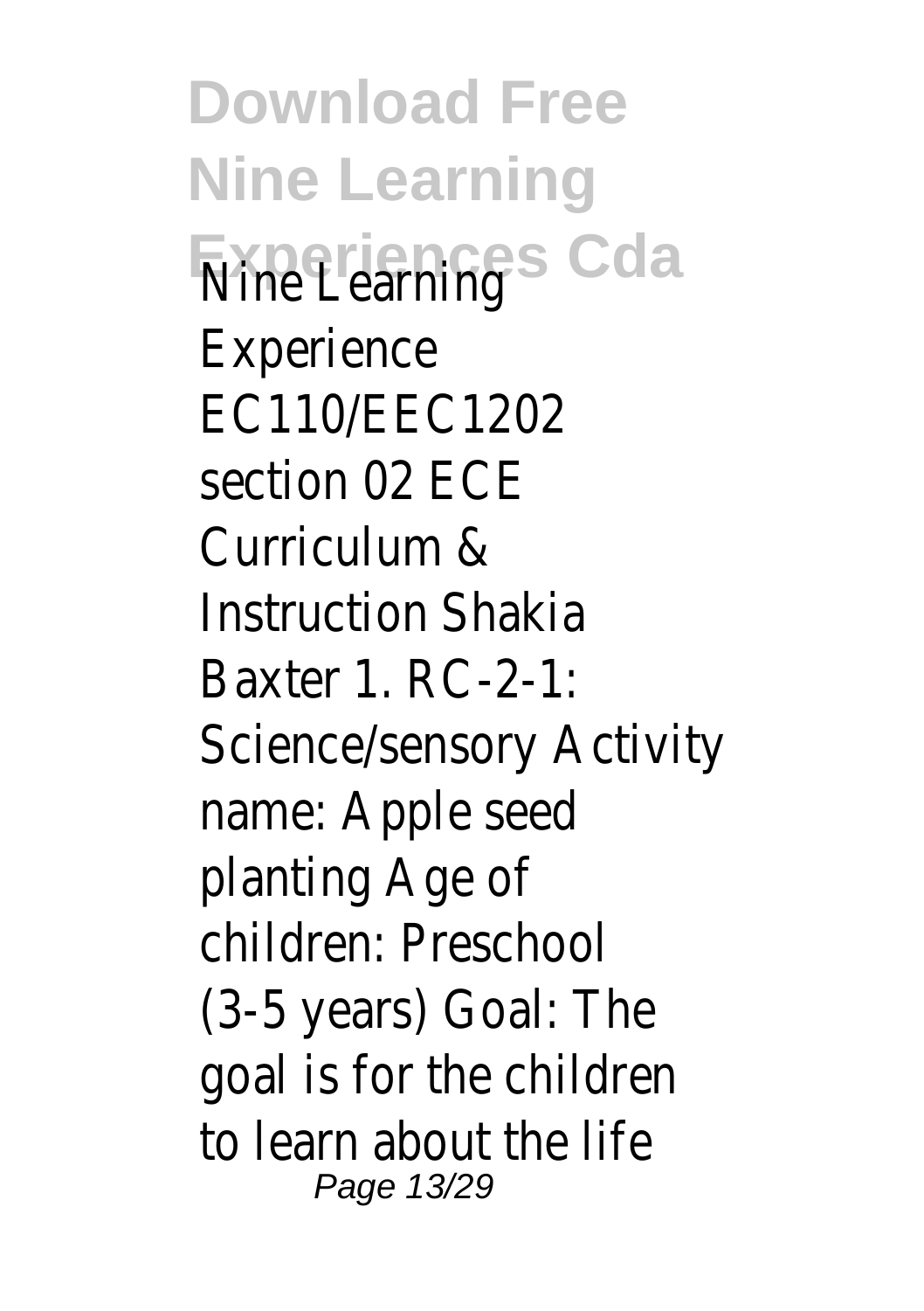Nine Learning Experience EC110/EEC1202 section 02 ECE Curriculum & Instruction Shakia Baxter 1. RC-2-1: Science/sensory Activity name: Apple seed planting Age of children: Preschool (3-5 years) Goal: The goal is for the children to learn about the life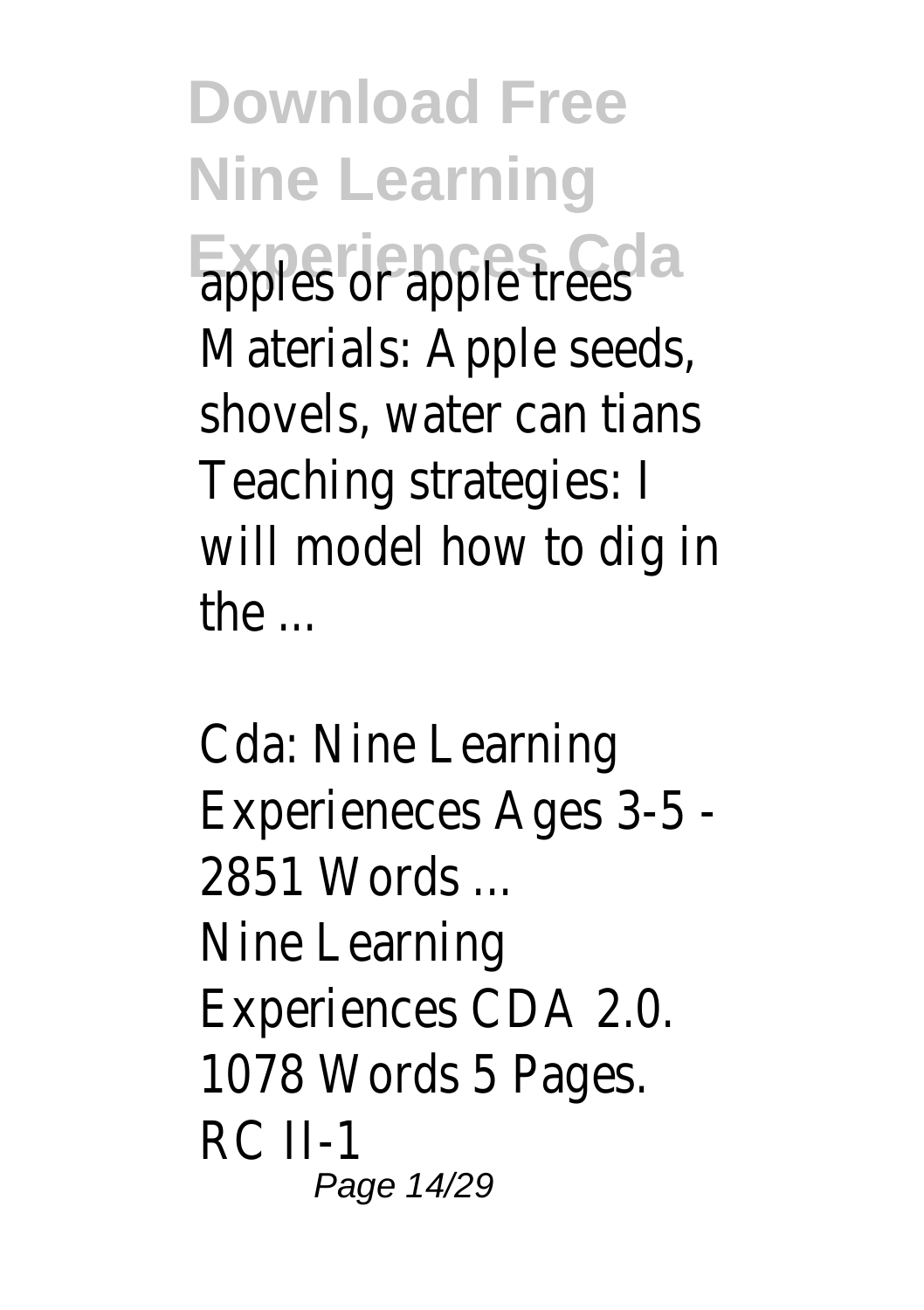apples or apple trees Materials: Apple seeds, shovels, water can tians Teaching strategies: I will model how to dig in the ...

*Cda: Nine Learning Experieneces Ages 3-5 - 2851 Words ...*

Nine Learning Experiences CDA 2.0. 1078 Words 5 Pages. RC II-1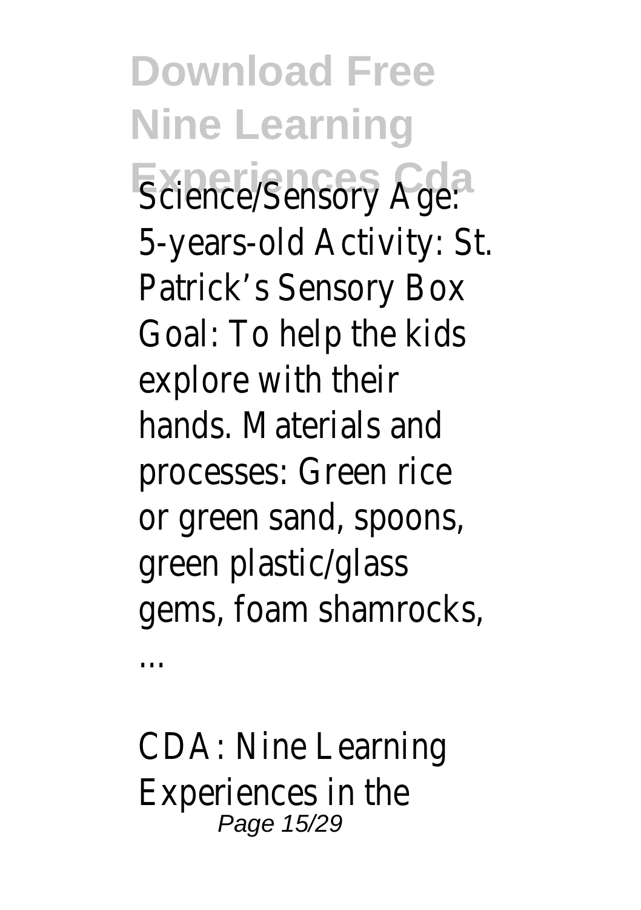Science/Sensory Age: 5-years-old Activity: St. Patrick's Sensory Box Goal: To help the kids explore with their hands. Materials and processes: Green rice or green sand, spoons, green plastic/glass gems, foam shamrocks, ...

CDA: Nine Learning Experiences in the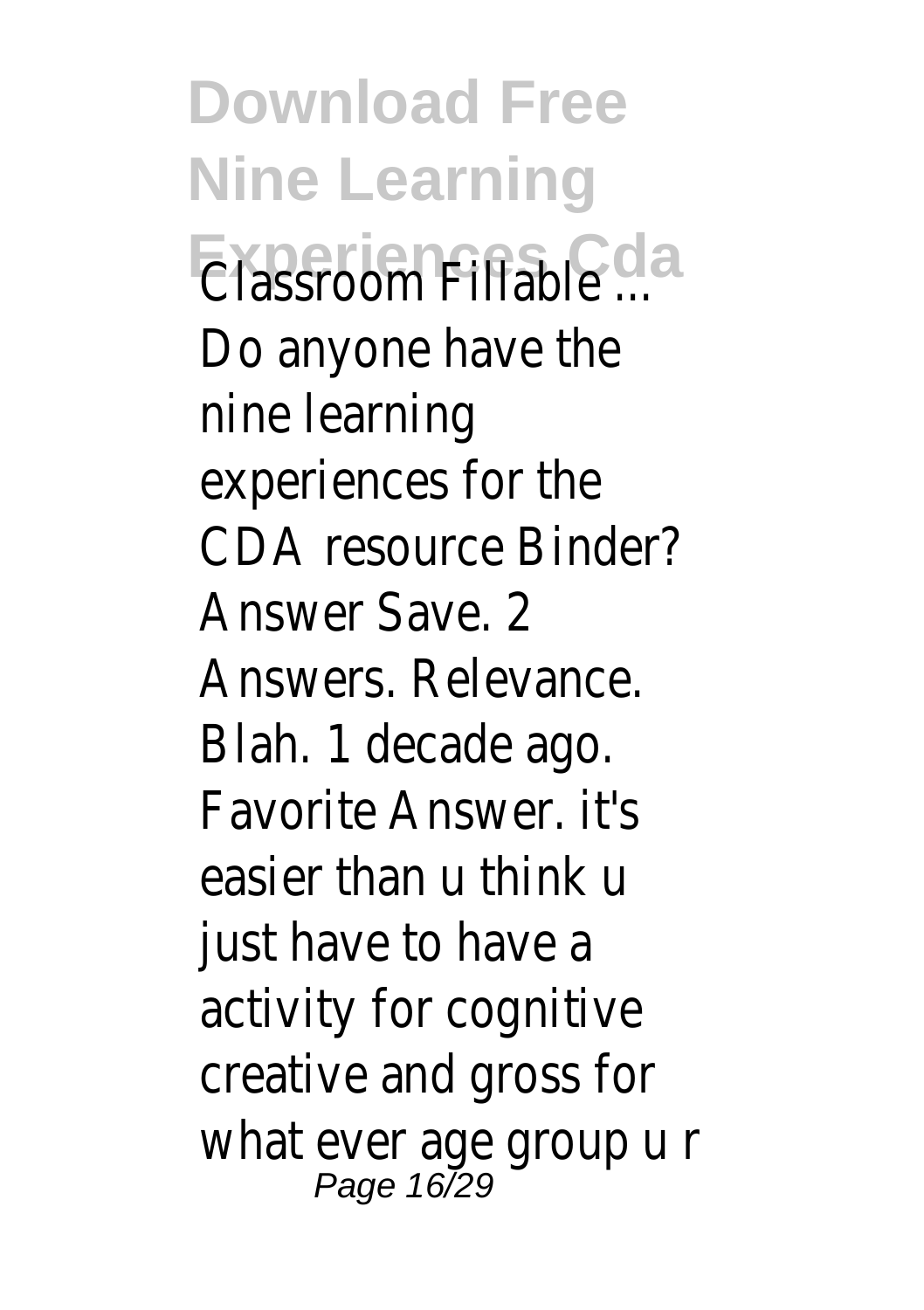# Download Free Nine Learning Experiences Cda

Classroom Fillable ... Do anyone have the nine learning experiences for the CDA resource Binder? Answer Save. 2 Answers. Relevance. Blah. 1 decade ago. Favorite Answer. it's easier than u think u just have to have a activity for cognitive creative and gross for what ever age group u r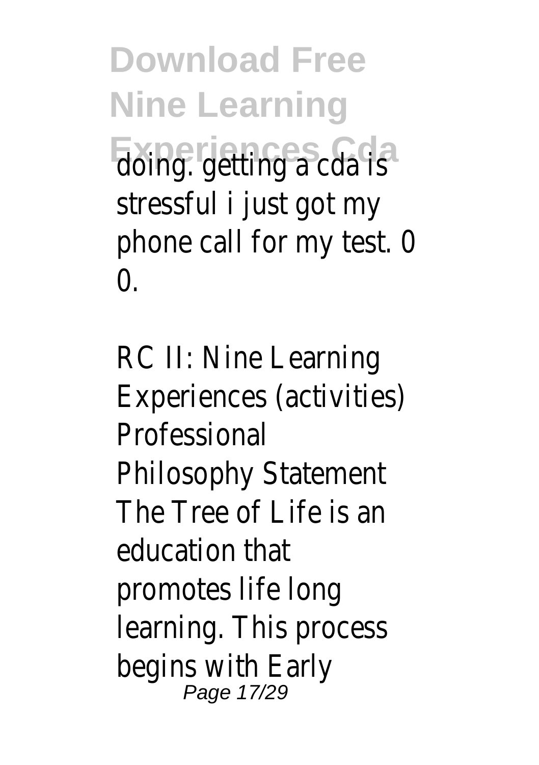doing. getting a cda is stressful i just got my phone call for my test. 0 0.

RC II: Nine Learning Experiences (activities) Professional Philosophy Statement The Tree of Life is an education that promotes life long learning. This process begins with Early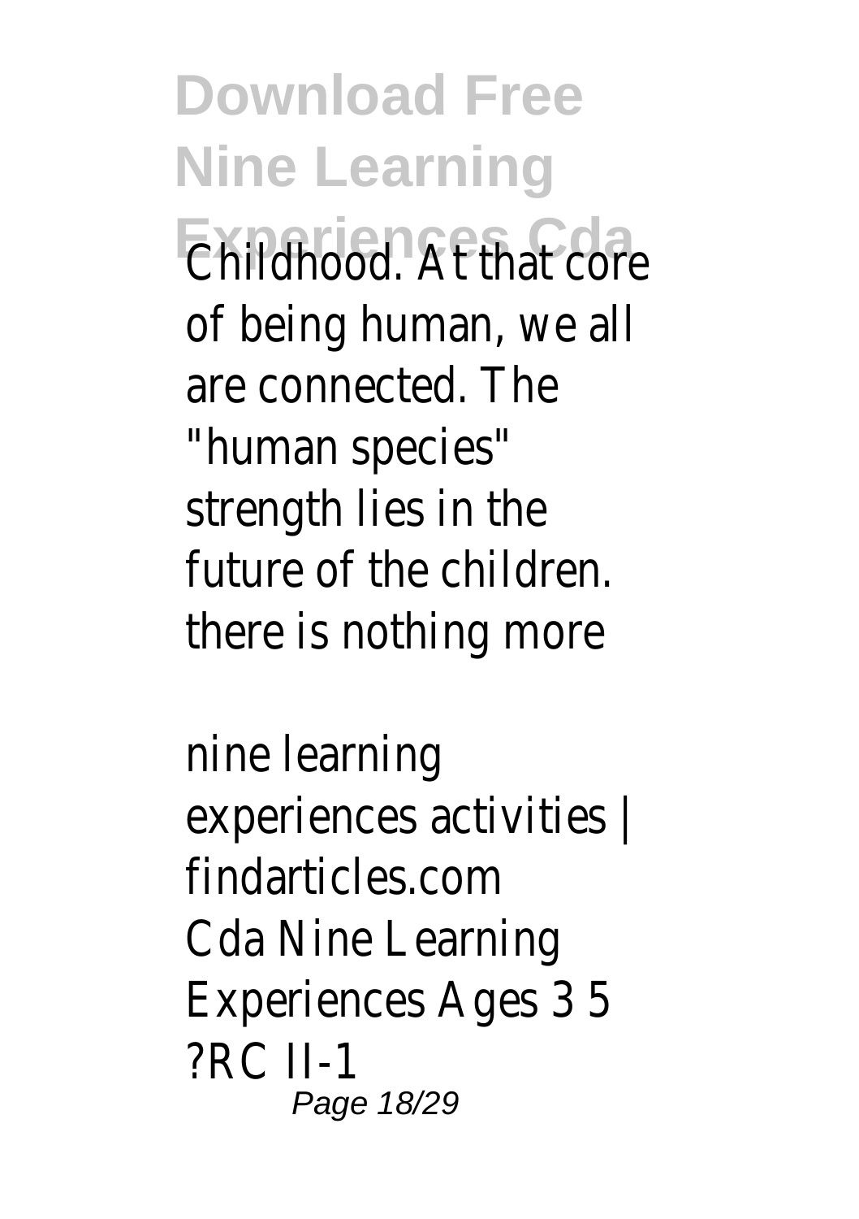Childhood. At that core of being human, we all are connected. The "human species" strength lies in the future of the children. there is nothing more

nine learning experiences activities | findarticles.com

Cda Nine Learning Experiences Ages 3 5 ?RC II-1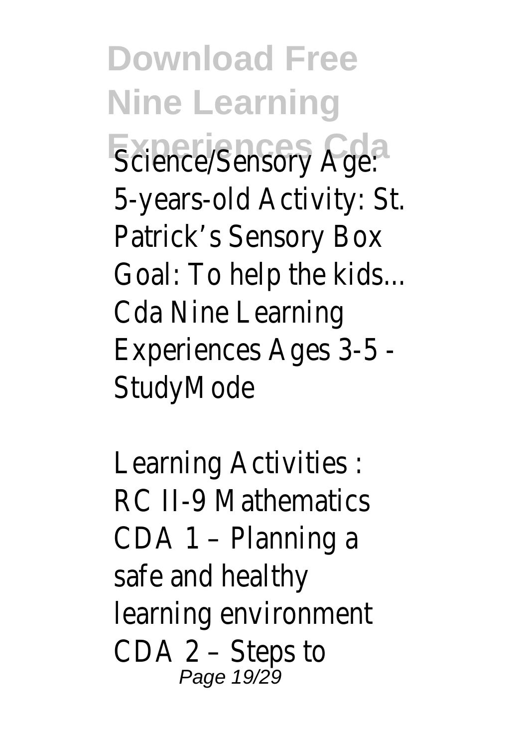Science/Sensory Age: 5-years-old Activity: St. Patrick's Sensory Box Goal: To help the kids... Cda Nine Learning Experiences Ages 3-5 - StudyMode

Learning Activities : RC II-9 Mathematics CDA 1 – Planning a safe and healthy learning environment CDA 2 – Steps to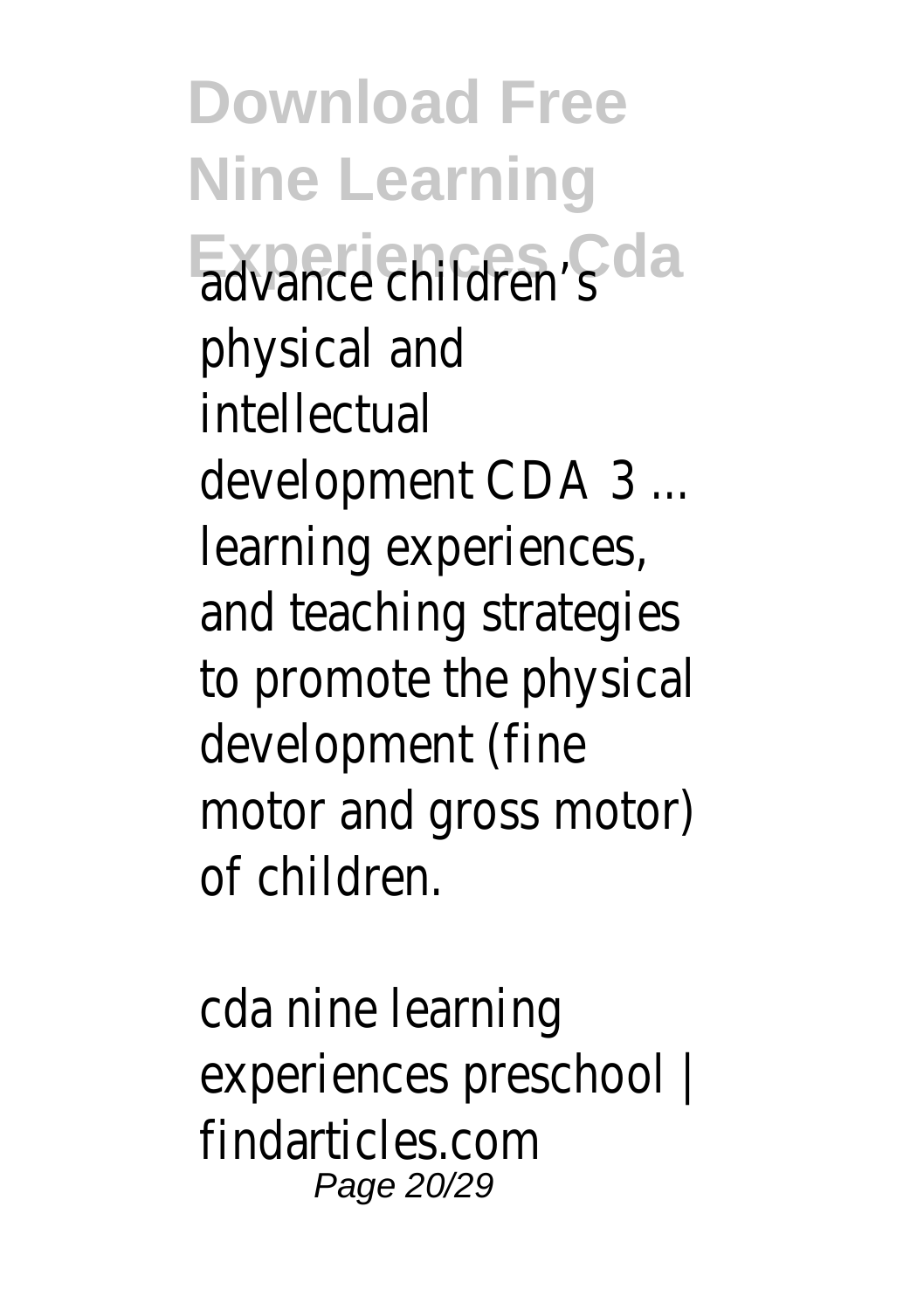advance children's physical and intellectual development CDA 3 ... learning experiences, and teaching strategies to promote the physical development (fine motor and gross motor) of children.

cda nine learning experiences preschool | findarticles.com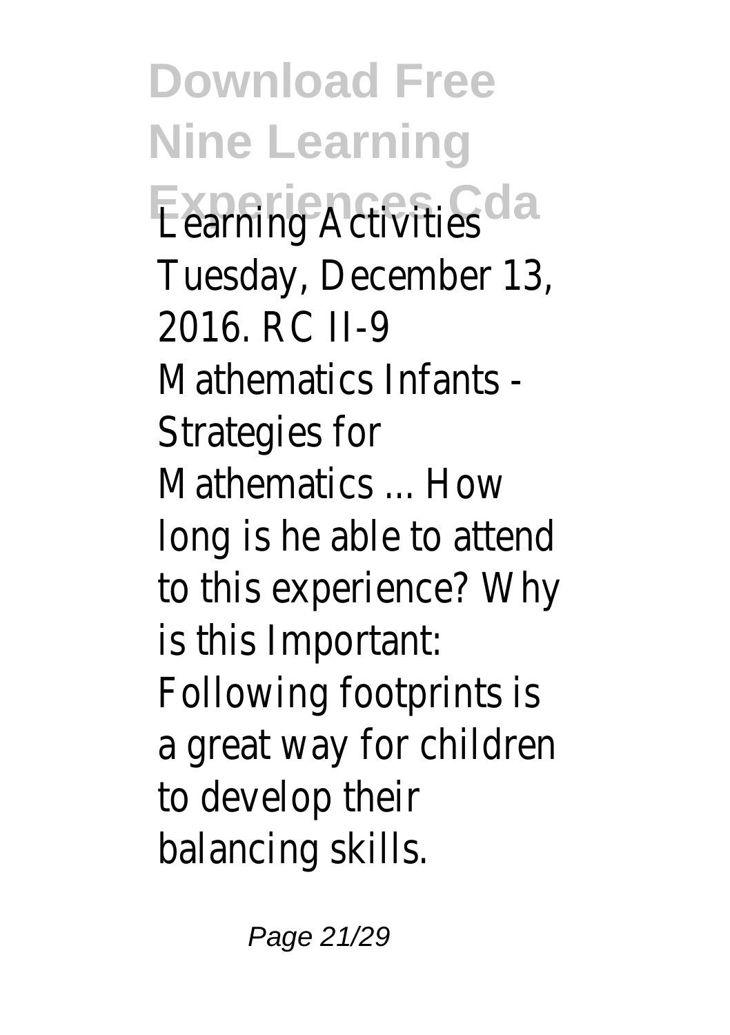Learning Activities Tuesday, December 13, 2016. RC II-9 Mathematics Infants - Strategies for Mathematics ... How long is he able to attend to this experience? Why is this Important: Following footprints is a great way for children to develop their balancing skills.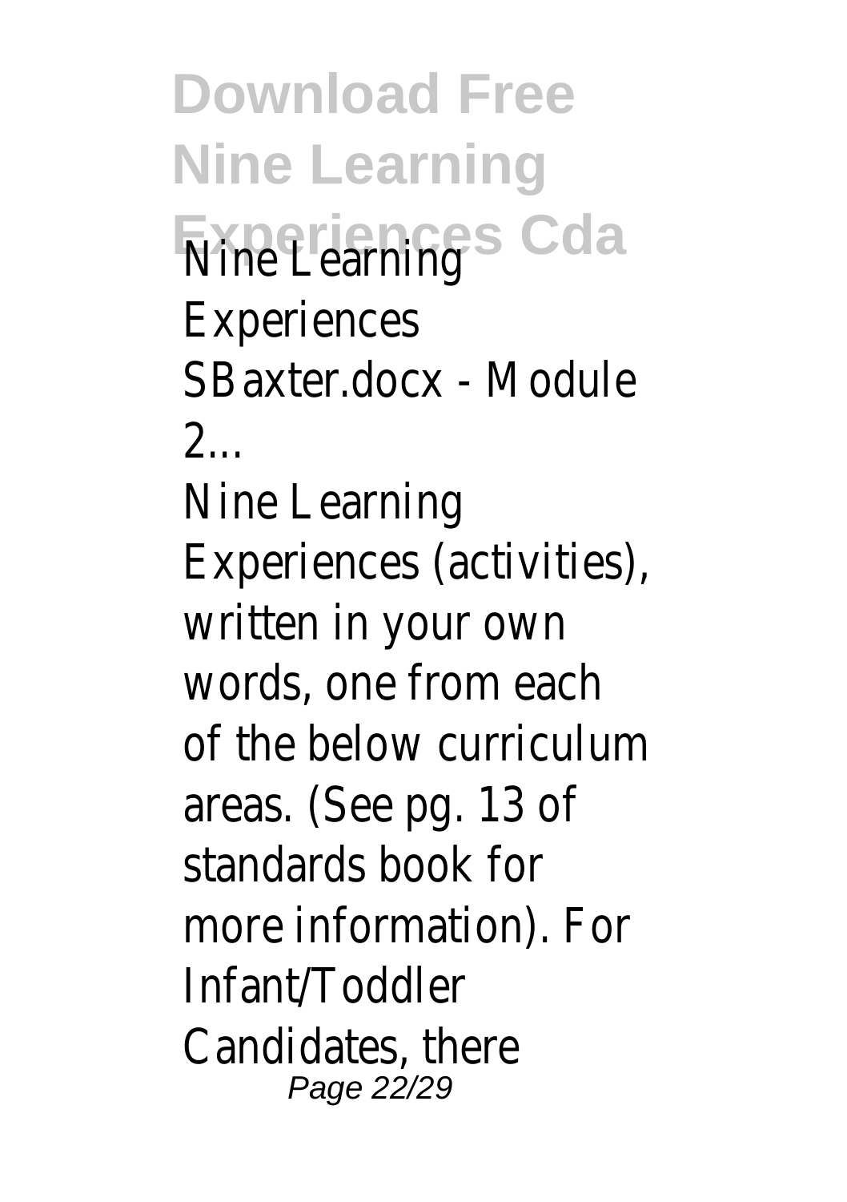Nine Learning Experiences SBaxter.docx - Module 2...

Nine Learning Experiences (activities), written in your own words, one from each of the below curriculum areas. (See pg. 13 of standards book for more information). For Infant/Toddler Candidates, there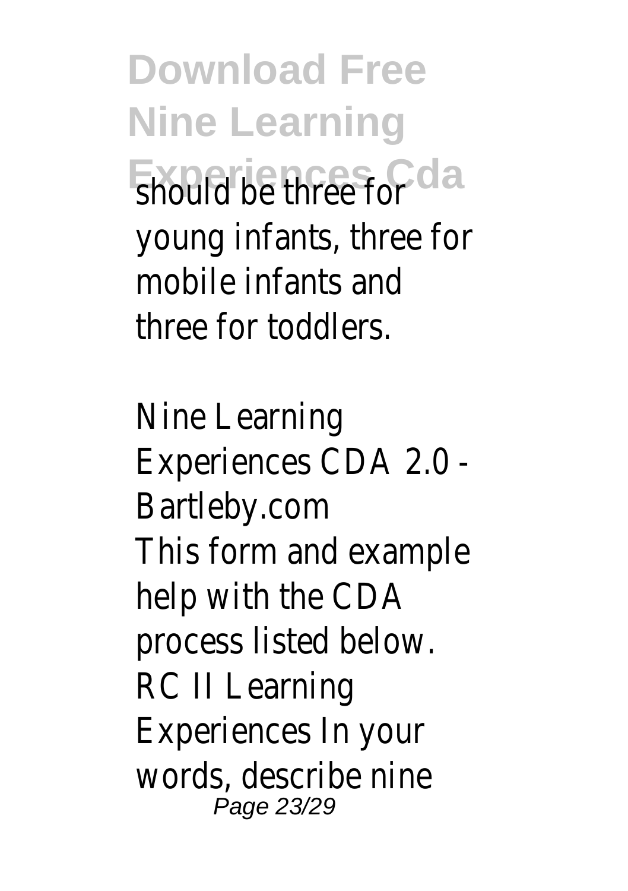should be three for young infants, three for mobile infants and three for toddlers.

Nine Learning Experiences CDA 2.0 - Bartleby.com

This form and example help with the CDA process listed below. RC II Learning Experiences In your words, describe nine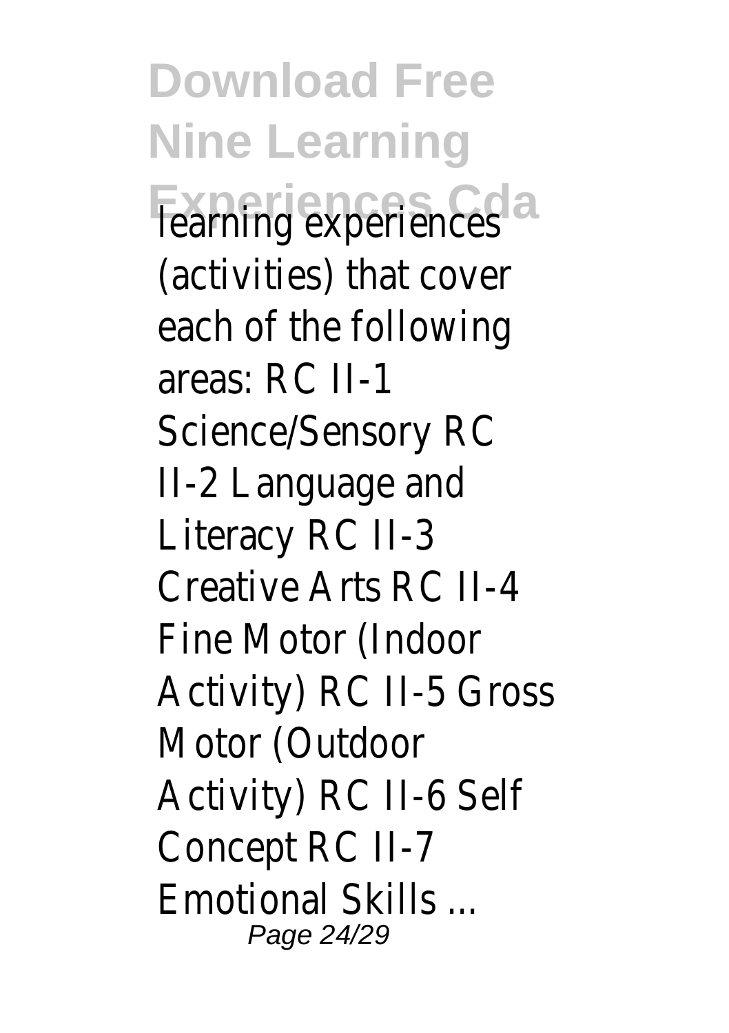learning experiences (activities) that cover each of the following areas: RC II-1 Science/Sensory RC II-2 Language and Literacy RC II-3 Creative Arts RC II-4 Fine Motor (Indoor Activity) RC II-5 Gross Motor (Outdoor Activity) RC II-6 Self Concept RC II-7 Emotional Skills ...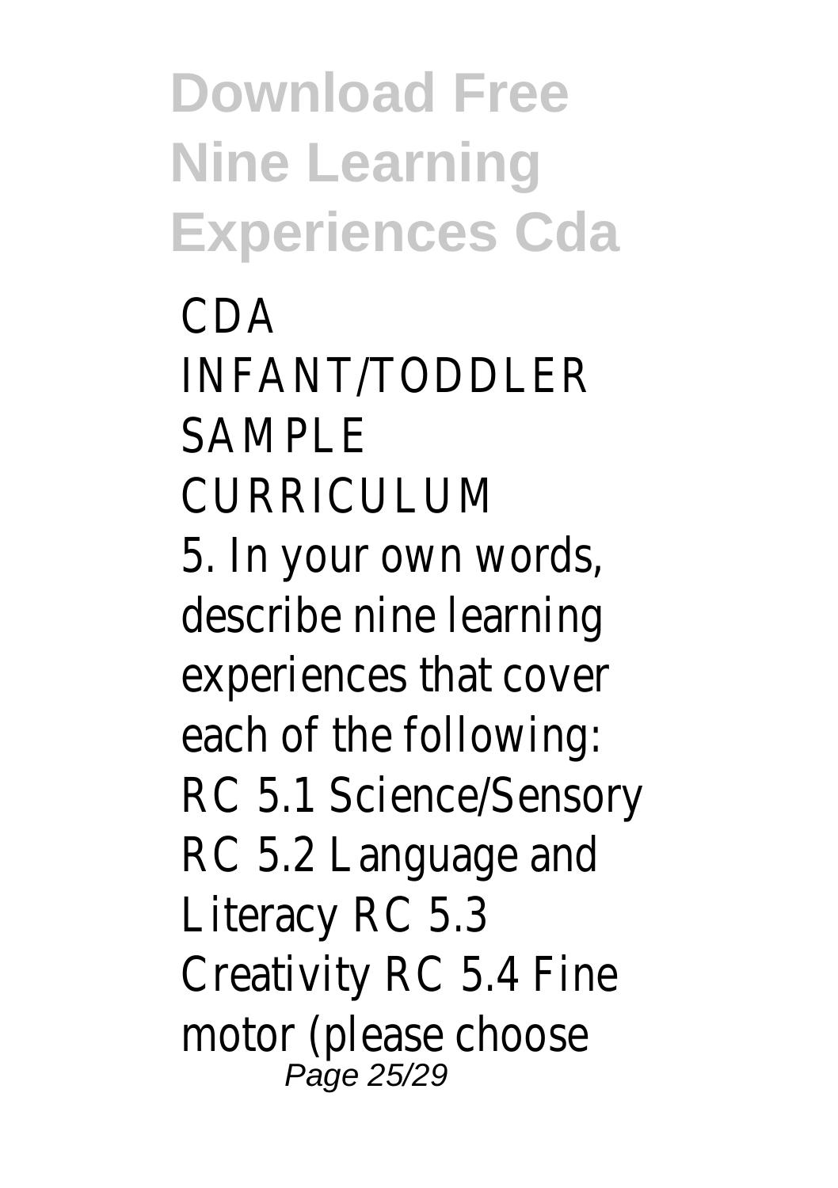# Download Free Nine Learning Experiences Cda

CDA INFANT/TODDLER SAMPLE CURRICULUM

5. In your own words, describe nine learning experiences that cover each of the following: RC 5.1 Science/Sensory RC 5.2 Language and Literacy RC 5.3 Creativity RC 5.4 Fine motor (please choose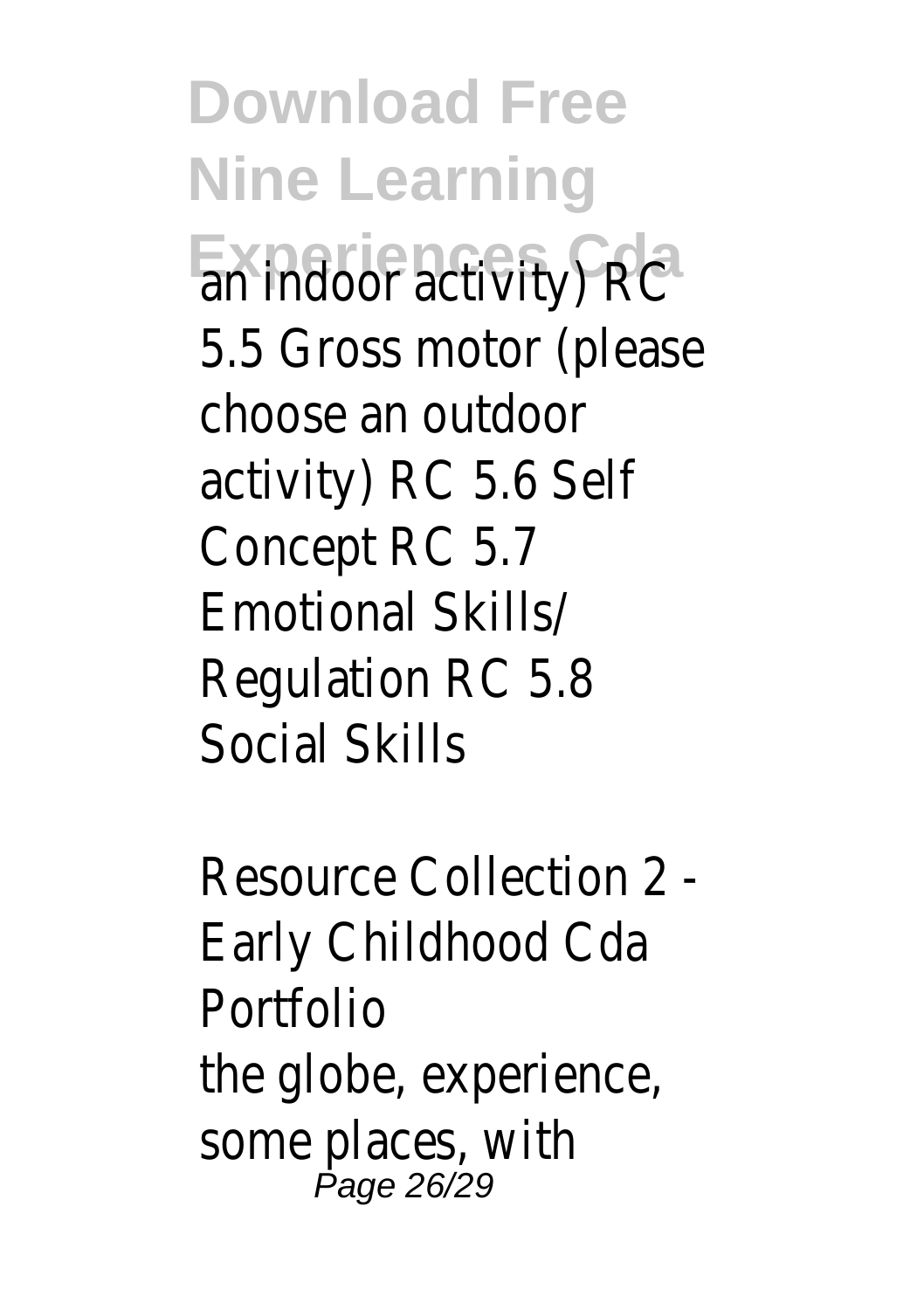an indoor activity) RC 5.5 Gross motor (please choose an outdoor activity) RC 5.6 Self Concept RC 5.7 Emotional Skills/ Regulation RC 5.8 Social Skills

Resource Collection 2 - Early Childhood Cda Portfolio

the globe, experience, some places, with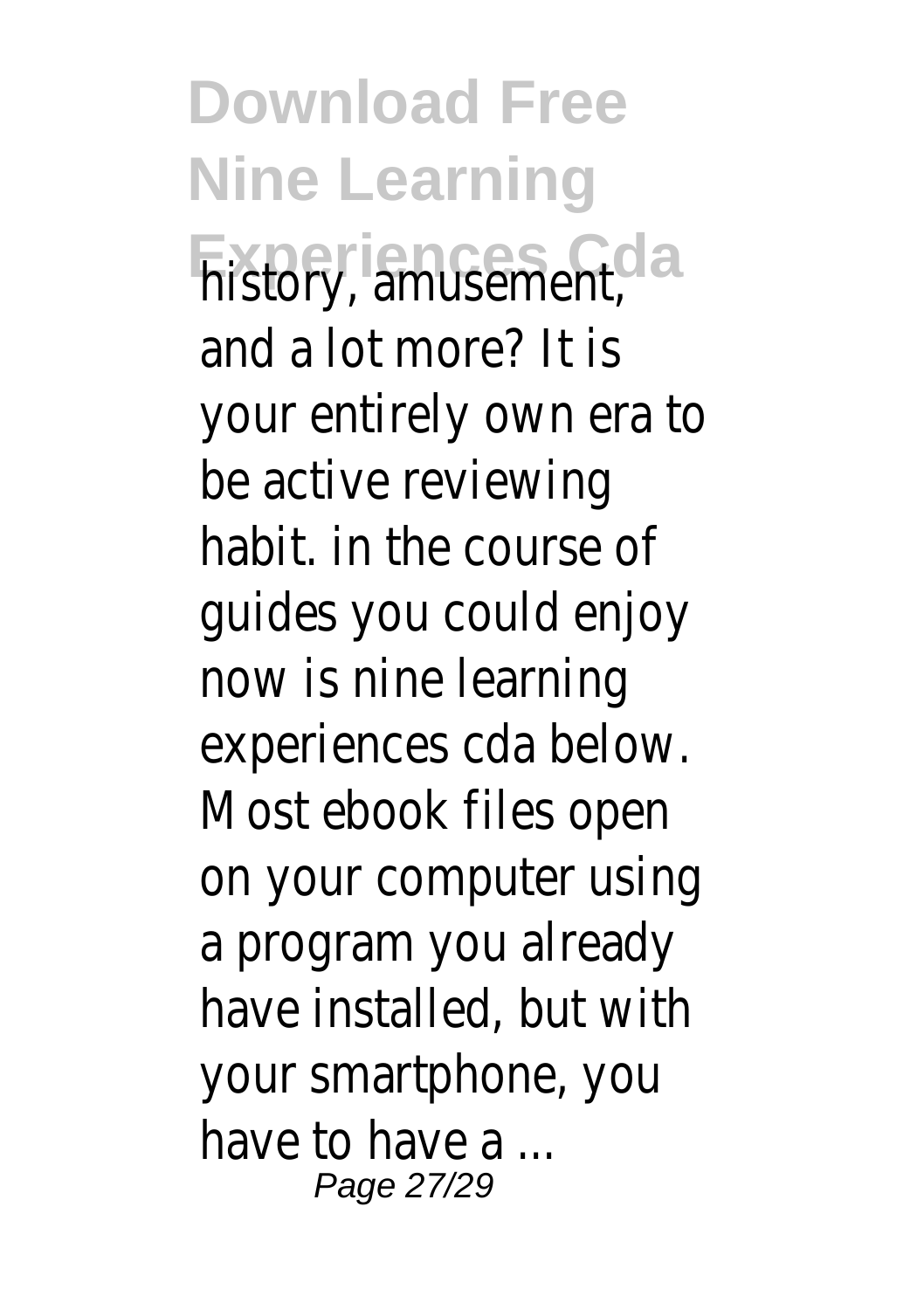history, amusement, and a lot more? It is your entirely own era to be active reviewing habit. in the course of guides you could enjoy now is nine learning experiences cda below. Most ebook files open on your computer using a program you already have installed, but with your smartphone, you have to have a ...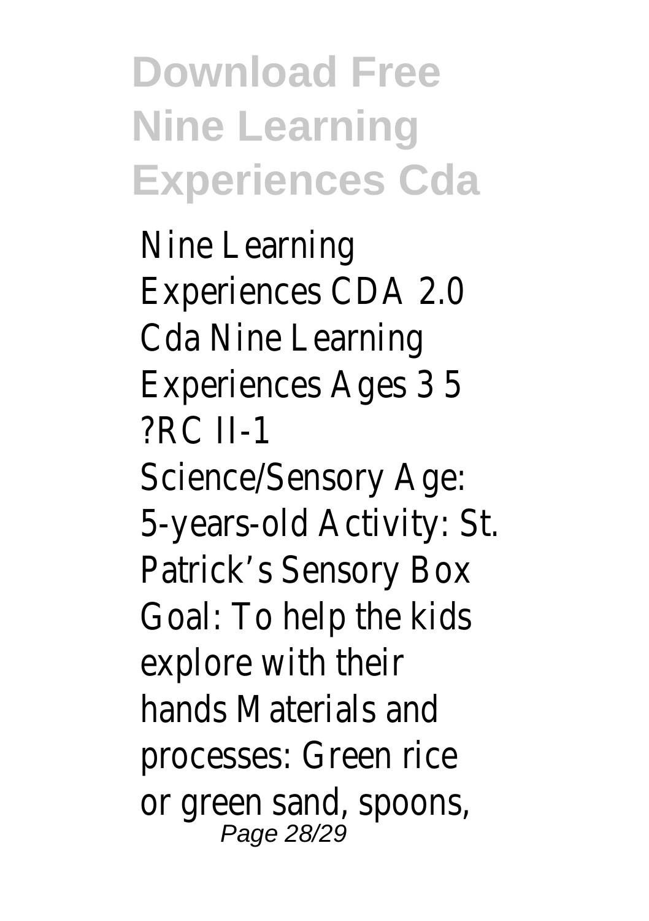# Download Free Nine Learning Experiences Cda

Nine Learning Experiences CDA 2.0 Cda Nine Learning Experiences Ages 3 5 ?RC II-1 Science/Sensory Age: 5-years-old Activity: St. Patrick's Sensory Box Goal: To help the kids explore with their hands Materials and processes: Green rice or green sand, spoons,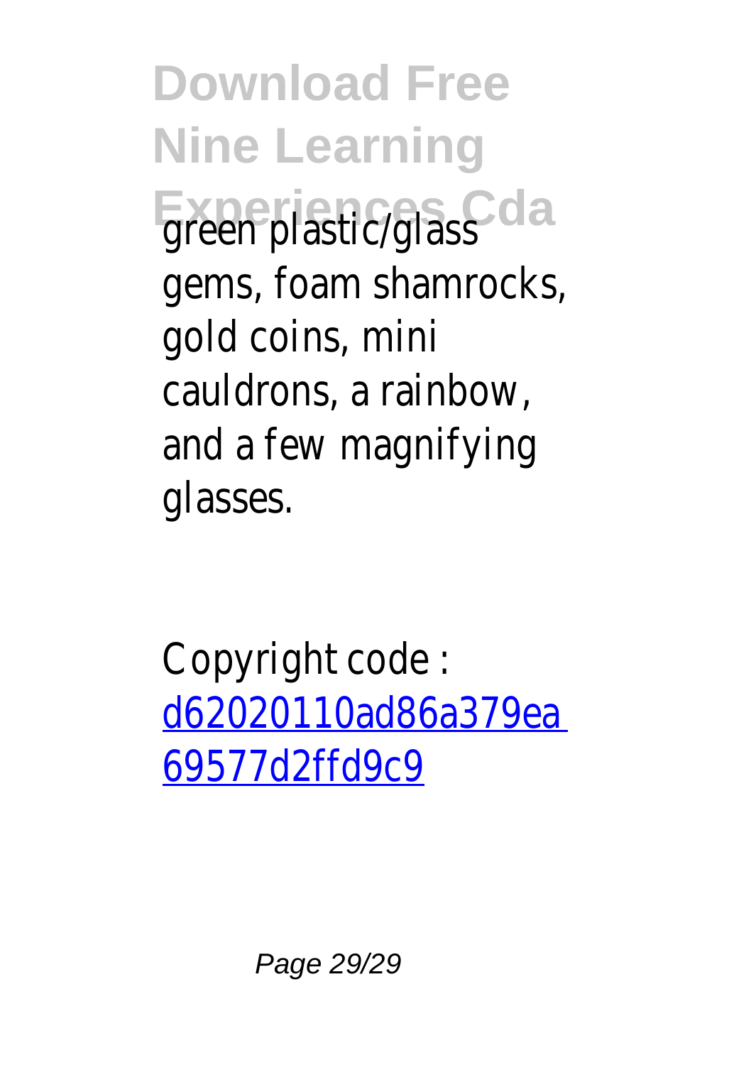green plastic/glass gems, foam shamrocks, gold coins, mini cauldrons, a rainbow, and a few magnifying glasses.

Copyright code : [d62020110ad86a379ea69577d2ffd9c9](d62020110ad86a379ea69577d2ffd9c9)